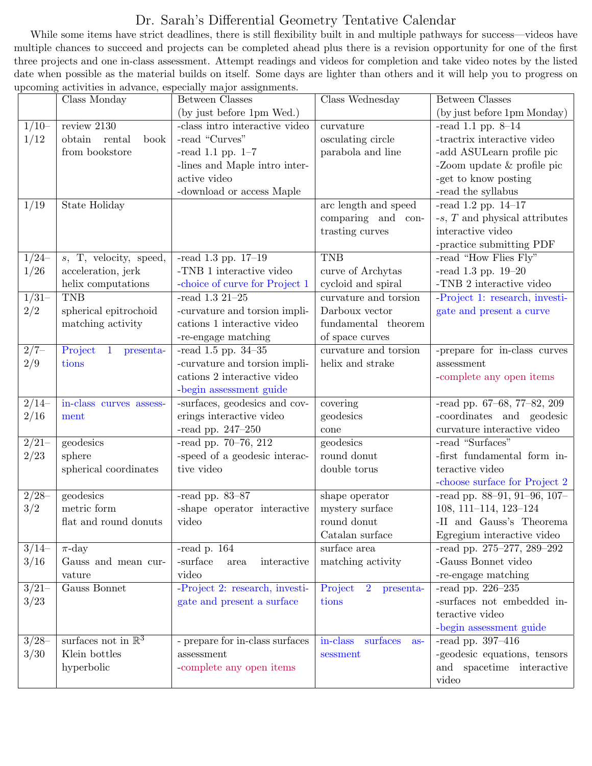# Dr. Sarah's Differential Geometry Tentative Calendar

While some items have strict deadlines, there is still flexibility built in and multiple pathways for success—videos have multiple chances to succeed and projects can be completed ahead plus there is a revision opportunity for one of the first three projects and one in-class assessment. Attempt readings and videos for completion and take video notes by the listed date when possible as the material builds on itself. Some days are lighter than others and it will help you to progress on upcoming activities in advance, especially major assignments.

| | Class Monday | Between Classes (by just before 1pm Wed.) | Class Wednesday | Between Classes (by just before 1pm Monday) |
|---|---|---|---|---|
| 1/10–1/12 | review 2130<br>obtain rental book from bookstore | -class intro interactive video<br>-read "Curves"<br>-read 1.1 pp. 1–7<br>-lines and Maple intro interactive video<br>-download or access Maple | curvature<br>osculating circle<br>parabola and line | -read 1.1 pp. 8–14<br>-tractrix interactive video<br>-add ASULearn profile pic<br>-Zoom update & profile pic<br>-get to know posting<br>-read the syllabus |
| 1/19 | State Holiday | | arc length and speed<br>comparing and contrasting curves | -read 1.2 pp. 14–17<br>-$s$, $T$ and physical attributes interactive video<br>-practice submitting PDF |
| 1/24–1/26 | $s$, T, velocity, speed, acceleration, jerk<br>helix computations | -read 1.3 pp. 17–19<br>-TNB 1 interactive video<br>-choice of curve for Project 1 | TNB<br>curve of Archytas<br>cycloid and spiral | -read "How Flies Fly"<br>-read 1.3 pp. 19–20<br>-TNB 2 interactive video |
| 1/31–2/2 | TNB<br>spherical epitrochoid<br>matching activity | -read 1.3 21–25<br>-curvature and torsion implications 1 interactive video<br>-re-engage matching | curvature and torsion<br>Darboux vector<br>fundamental theorem of space curves | -Project 1: research, investigate and present a curve |
| 2/7–2/9 | Project 1 presentations | -read 1.5 pp. 34–35<br>-curvature and torsion implications 2 interactive video<br>-begin assessment guide | curvature and torsion<br>helix and strake | -prepare for in-class curves assessment<br>-complete any open items |
| 2/14–2/16 | in-class curves assessment | -surfaces, geodesics and coverings interactive video<br>-read pp. 247–250 | covering<br>geodesics<br>cone | -read pp. 67–68, 77–82, 209<br>-coordinates and geodesic curvature interactive video |
| 2/21–2/23 | geodesics<br>sphere<br>spherical coordinates | -read pp. 70–76, 212<br>-speed of a geodesic interactive video | geodesics<br>round donut<br>double torus | -read "Surfaces"<br>-first fundamental form interactive video<br>-choose surface for Project 2 |
| 2/28–3/2 | geodesics<br>metric form<br>flat and round donuts | -read pp. 83–87<br>-shape operator interactive video | shape operator<br>mystery surface<br>round donut<br>Catalan surface | -read pp. 88–91, 91–96, 107–108, 111–114, 123–124<br>-II and Gauss's Theorema Egregium interactive video |
| 3/14–3/16 | $\pi$-day<br>Gauss and mean curvature | -read p. 164<br>-surface area interactive video | surface area<br>matching activity | -read pp. 275–277, 289–292<br>-Gauss Bonnet video<br>-re-engage matching |
| 3/21–3/23 | Gauss Bonnet | -Project 2: research, investigate and present a surface | Project 2 presentations | -read pp. 226–235<br>-surfaces not embedded interactive video<br>-begin assessment guide |
| 3/28–3/30 | surfaces not in $\mathbb{R}^3$<br>Klein bottles<br>hyperbolic | - prepare for in-class surfaces assessment<br>-complete any open items | in-class surfaces assessment | -read pp. 397–416<br>-geodesic equations, tensors and spacetime interactive video |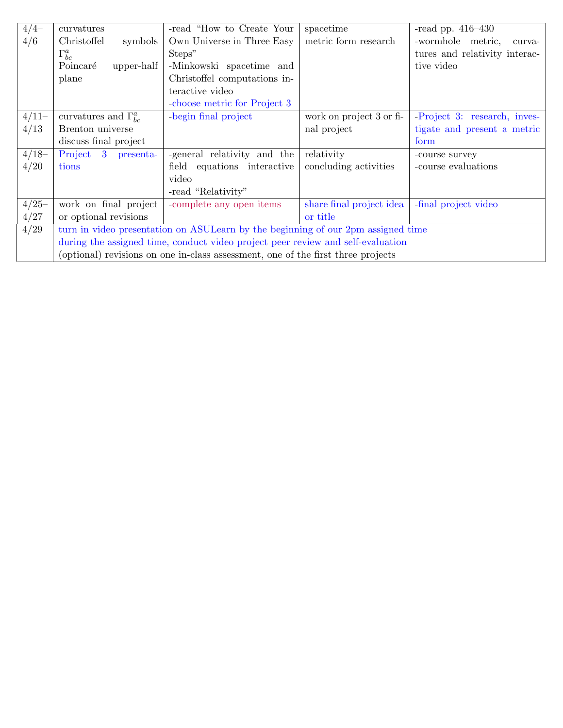| | | | | |
|---|---|---|---|---|
| 4/4–4/6 | curvatures<br>Christoffel symbols $\Gamma^a_{bc}$<br>Poincaré upper-half plane | -read "How to Create Your Own Universe in Three Easy Steps"<br>-Minkowski spacetime and Christoffel computations interactive video<br>-choose metric for Project 3 | spacetime<br>metric form research | -read pp. 416–430<br>-wormhole metric, curvatures and relativity interactive video |
| 4/11–4/13 | curvatures and $\Gamma^a_{bc}$<br>Brenton universe<br>discuss final project | -begin final project | work on project 3 or final project | -Project 3: research, investigate and present a metric form |
| 4/18–4/20 | Project 3 presentations | -general relativity and the field equations interactive video<br>-read "Relativity" | relativity<br>concluding activities | -course survey<br>-course evaluations |
| 4/25–4/27 | work on final project or optional revisions | -complete any open items | share final project idea or title | -final project video |
| 4/29 | turn in video presentation on ASULearn by the beginning of our 2pm assigned time<br>during the assigned time, conduct video project peer review and self-evaluation<br>(optional) revisions on one in-class assessment, one of the first three projects | | | |